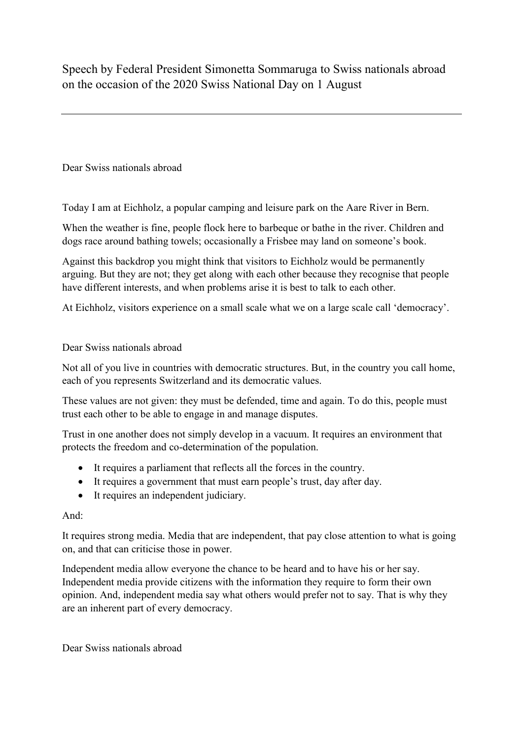# Speech by Federal President Simonetta Sommaruga to Swiss nationals abroad on the occasion of the 2020 Swiss National Day on 1 August

---

Dear Swiss nationals abroad

Today I am at Eichholz, a popular camping and leisure park on the Aare River in Bern.

When the weather is fine, people flock here to barbeque or bathe in the river. Children and dogs race around bathing towels; occasionally a Frisbee may land on someone's book.

Against this backdrop you might think that visitors to Eichholz would be permanently arguing. But they are not; they get along with each other because they recognise that people have different interests, and when problems arise it is best to talk to each other.

At Eichholz, visitors experience on a small scale what we on a large scale call 'democracy'.

Dear Swiss nationals abroad

Not all of you live in countries with democratic structures. But, in the country you call home, each of you represents Switzerland and its democratic values.

These values are not given: they must be defended, time and again. To do this, people must trust each other to be able to engage in and manage disputes.

Trust in one another does not simply develop in a vacuum. It requires an environment that protects the freedom and co-determination of the population.

- It requires a parliament that reflects all the forces in the country.
- It requires a government that must earn people's trust, day after day.
- It requires an independent judiciary.

And:

It requires strong media. Media that are independent, that pay close attention to what is going on, and that can criticise those in power.

Independent media allow everyone the chance to be heard and to have his or her say. Independent media provide citizens with the information they require to form their own opinion. And, independent media say what others would prefer not to say. That is why they are an inherent part of every democracy.

Dear Swiss nationals abroad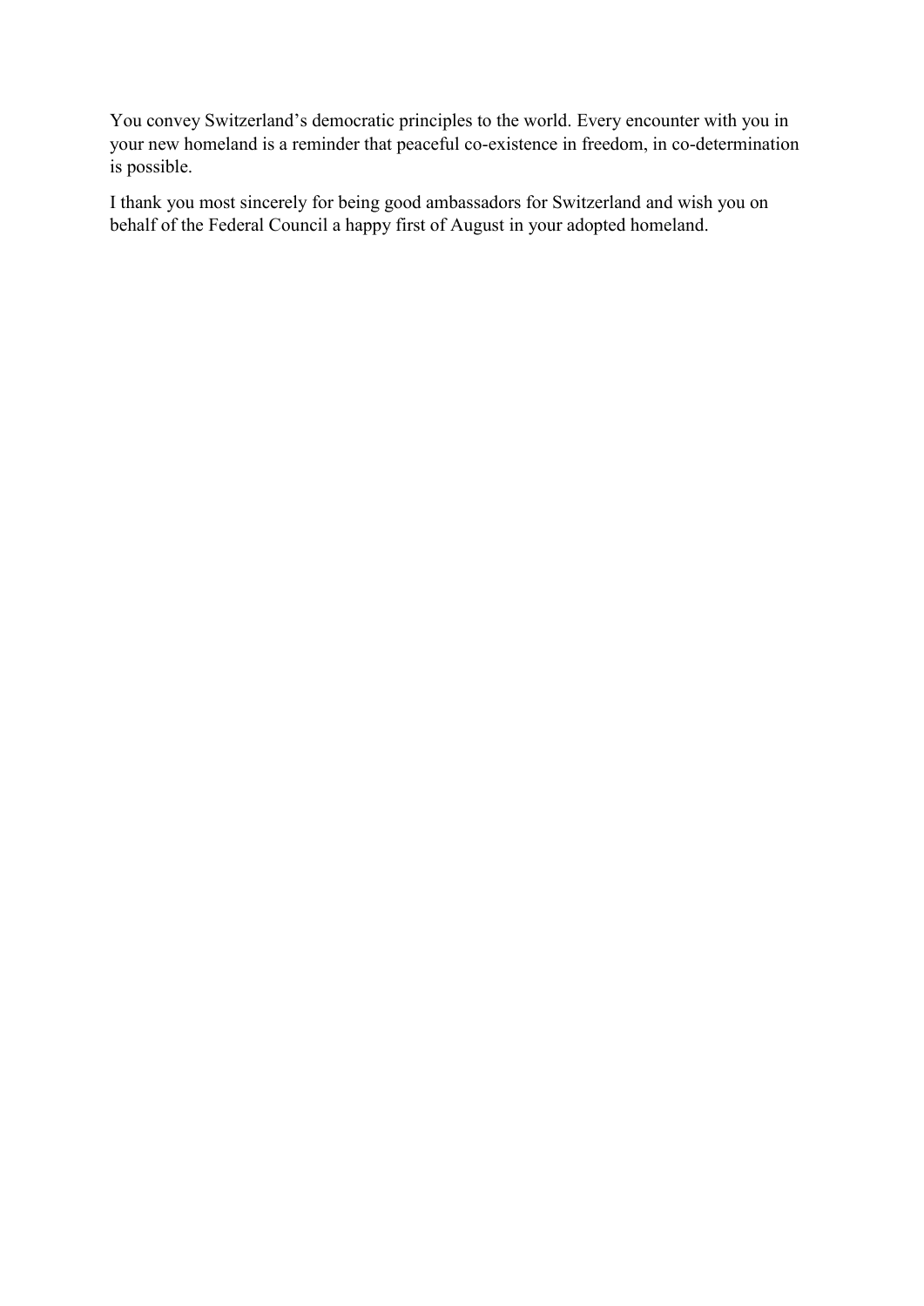You convey Switzerland's democratic principles to the world. Every encounter with you in your new homeland is a reminder that peaceful co-existence in freedom, in co-determination is possible.

I thank you most sincerely for being good ambassadors for Switzerland and wish you on behalf of the Federal Council a happy first of August in your adopted homeland.